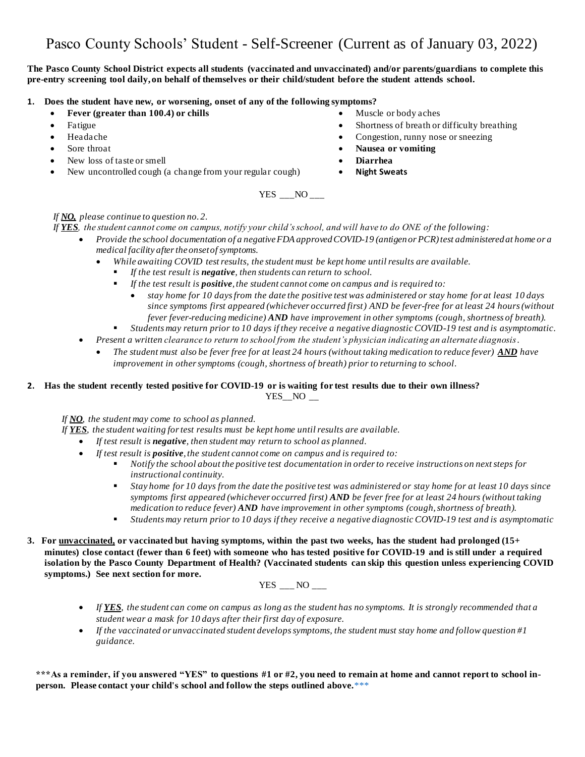# Pasco County Schools' Student - Self-Screener (Current as of January 03, 2022)

**The Pasco County School District expects all students (vaccinated and unvaccinated) and/or parents/guardians to complete this pre-entry screening tool daily, on behalf of themselves or their child/student before the student attends school.**

**1. Does the student have new, or worsening, onset of any of the following symptoms?**

- **Fever (greater than 100.4) or chills**
- Fatigue
- Headache
- Sore throat
- New loss of taste or smell
- New uncontrolled cough (a change from your regular cough)
- Muscle or body aches
- Shortness of breath or difficulty breathing
- Congestion, runny nose or sneezing
- **Nausea or vomiting**
- **Diarrhea**
- **Night Sweats**

YES ___NO ___

*If **NO**, please continue to question no. 2.*

*If **YES**, the student cannot come on campus, notify your child's school, and will have to do ONE of the following:*

- *Provide the school documentation of a negative FDA approved COVID-19 (antigen or PCR) test administered at home or a medical facility after the onset of symptoms.*
  - *While awaiting COVID test results, the student must be kept home until results are available.*
    - *If the test result is **negative**, then students can return to school.*
    - *If the test result is **positive**, the student cannot come on campus and is required to:*
      - *stay home for 10 days from the date the positive test was administered or stay home for at least 10 days since symptoms first appeared (whichever occurred first) AND be fever-free for at least 24 hours (without fever fever-reducing medicine) **AND** have improvement in other symptoms (cough, shortness of breath).*
    - *Students may return prior to 10 days if they receive a negative diagnostic COVID-19 test and is asymptomatic.*
- *Present a written clearance to return to school from the student's physician indicating an alternate diagnosis.*
  - *The student must also be fever free for at least 24 hours (without taking medication to reduce fever) **AND** have improvement in other symptoms (cough, shortness of breath) prior to returning to school.*

**2. Has the student recently tested positive for COVID-19 or is waiting for test results due to their own illness?**

YES__NO __

*If **NO**, the student may come to school as planned.*

*If **YES**, the student waiting for test results must be kept home until results are available.*

- *If test result is **negative**, then student may return to school as planned.*
- *If test result is **positive**, the student cannot come on campus and is required to:*
  - *Notify the school about the positive test documentation in order to receive instructions on next steps for instructional continuity.*
  - *Stay home for 10 days from the date the positive test was administered or stay home for at least 10 days since symptoms first appeared (whichever occurred first) **AND** be fever free for at least 24 hours (without taking medication to reduce fever) **AND** have improvement in other symptoms (cough, shortness of breath).*
  - *Students may return prior to 10 days if they receive a negative diagnostic COVID-19 test and is asymptomatic*

**3. For <u>unvaccinated</u>, or vaccinated but having symptoms, within the past two weeks, has the student had prolonged (15+ minutes) close contact (fewer than 6 feet) with someone who has tested positive for COVID-19 and is still under a required isolation by the Pasco County Department of Health? (Vaccinated students can skip this question unless experiencing COVID symptoms.) See next section for more.**

YES ___ NO ___

- *If **YES**, the student can come on campus as long as the student has no symptoms. It is strongly recommended that a student wear a mask for 10 days after their first day of exposure.*
- *If the vaccinated or unvaccinated student develops symptoms, the student must stay home and follow question #1 guidance.*

**\*\*\*As a reminder, if you answered "YES" to questions #1 or #2, you need to remain at home and cannot report to school in-person. Please contact your child's school and follow the steps outlined above.**\*\*\*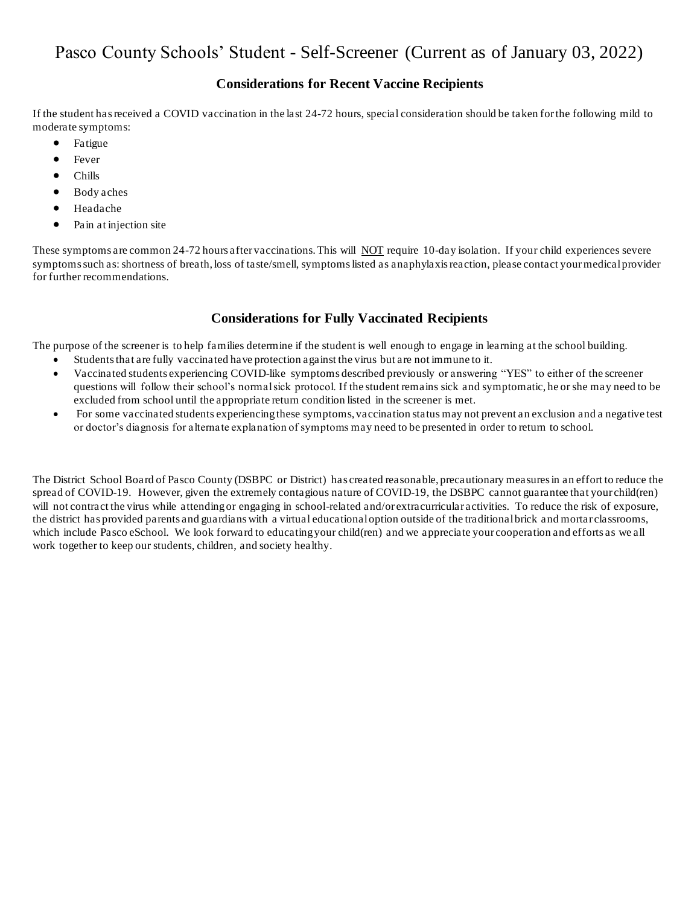# Pasco County Schools' Student - Self-Screener (Current as of January 03, 2022)

## Considerations for Recent Vaccine Recipients

If the student has received a COVID vaccination in the last 24-72 hours, special consideration should be taken for the following mild to moderate symptoms:

- Fatigue
- Fever
- Chills
- Body aches
- Headache
- Pain at injection site

These symptoms are common 24-72 hours after vaccinations. This will NOT require 10-day isolation. If your child experiences severe symptoms such as: shortness of breath, loss of taste/smell, symptoms listed as anaphylaxis reaction, please contact your medical provider for further recommendations.

## Considerations for Fully Vaccinated Recipients

The purpose of the screener is to help families determine if the student is well enough to engage in learning at the school building.

- Students that are fully vaccinated have protection against the virus but are not immune to it.
- Vaccinated students experiencing COVID-like symptoms described previously or answering "YES" to either of the screener questions will follow their school's normal sick protocol. If the student remains sick and symptomatic, he or she may need to be excluded from school until the appropriate return condition listed in the screener is met.
- For some vaccinated students experiencing these symptoms, vaccination status may not prevent an exclusion and a negative test or doctor's diagnosis for alternate explanation of symptoms may need to be presented in order to return to school.

The District School Board of Pasco County (DSBPC or District) has created reasonable, precautionary measures in an effort to reduce the spread of COVID-19. However, given the extremely contagious nature of COVID-19, the DSBPC cannot guarantee that your child(ren) will not contract the virus while attending or engaging in school-related and/or extracurricular activities. To reduce the risk of exposure, the district has provided parents and guardians with a virtual educational option outside of the traditional brick and mortar classrooms, which include Pasco eSchool. We look forward to educating your child(ren) and we appreciate your cooperation and efforts as we all work together to keep our students, children, and society healthy.